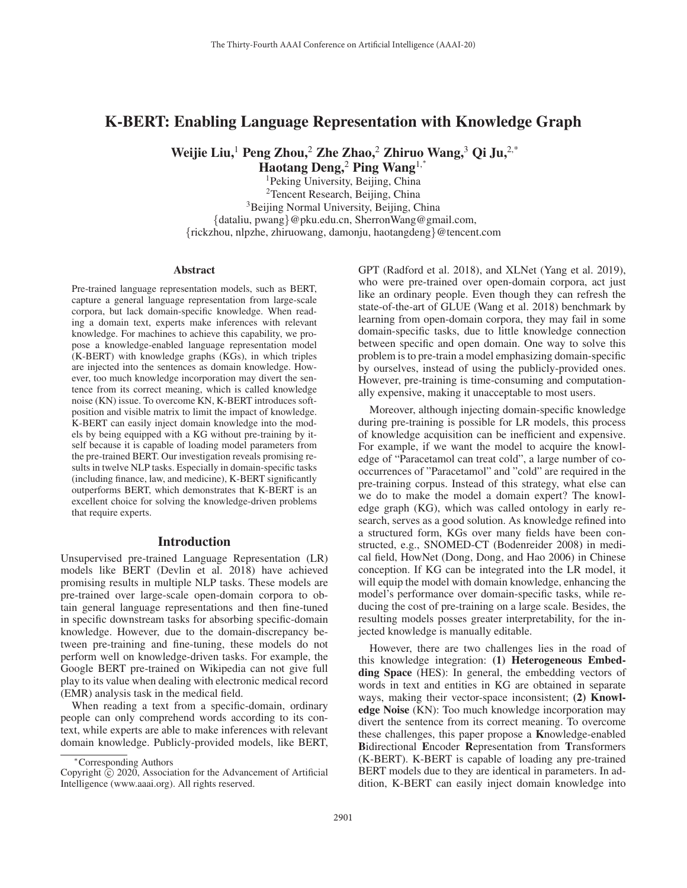# K-BERT: Enabling Language Representation with Knowledge Graph

**Weijie Liu,[1] Peng Zhou,[2] Zhe Zhao,[2] Zhiruo Wang,[3] Qi Ju,[2,*] Haotang Deng,[2] Ping Wang[1,*]**

[1]Peking University, Beijing, China
[2]Tencent Research, Beijing, China
[3]Beijing Normal University, Beijing, China
{dataliu, pwang}@pku.edu.cn, SherronWang@gmail.com,
{rickzhou, nlpzhe, zhiruowang, damonju, haotangdeng}@tencent.com

## Abstract

Pre-trained language representation models, such as BERT, capture a general language representation from large-scale corpora, but lack domain-specific knowledge. When reading a domain text, experts make inferences with relevant knowledge. For machines to achieve this capability, we propose a knowledge-enabled language representation model (K-BERT) with knowledge graphs (KGs), in which triples are injected into the sentences as domain knowledge. However, too much knowledge incorporation may divert the sentence from its correct meaning, which is called knowledge noise (KN) issue. To overcome KN, K-BERT introduces soft-position and visible matrix to limit the impact of knowledge. K-BERT can easily inject domain knowledge into the models by being equipped with a KG without pre-training by itself because it is capable of loading model parameters from the pre-trained BERT. Our investigation reveals promising results in twelve NLP tasks. Especially in domain-specific tasks (including finance, law, and medicine), K-BERT significantly outperforms BERT, which demonstrates that K-BERT is an excellent choice for solving the knowledge-driven problems that require experts.

## Introduction

Unsupervised pre-trained Language Representation (LR) models like BERT (Devlin et al. 2018) have achieved promising results in multiple NLP tasks. These models are pre-trained over large-scale open-domain corpora to obtain general language representations and then fine-tuned in specific downstream tasks for absorbing specific-domain knowledge. However, due to the domain-discrepancy between pre-training and fine-tuning, these models do not perform well on knowledge-driven tasks. For example, the Google BERT pre-trained on Wikipedia can not give full play to its value when dealing with electronic medical record (EMR) analysis task in the medical field.

When reading a text from a specific-domain, ordinary people can only comprehend words according to its context, while experts are able to make inferences with relevant domain knowledge. Publicly-provided models, like BERT, GPT (Radford et al. 2018), and XLNet (Yang et al. 2019), who were pre-trained over open-domain corpora, act just like an ordinary people. Even though they can refresh the state-of-the-art of GLUE (Wang et al. 2018) benchmark by learning from open-domain corpora, they may fail in some domain-specific tasks, due to little knowledge connection between specific and open domain. One way to solve this problem is to pre-train a model emphasizing domain-specific by ourselves, instead of using the publicly-provided ones. However, pre-training is time-consuming and computationally expensive, making it unacceptable to most users.

Moreover, although injecting domain-specific knowledge during pre-training is possible for LR models, this process of knowledge acquisition can be inefficient and expensive. For example, if we want the model to acquire the knowledge of "Paracetamol can treat cold", a large number of co-occurrences of "Paracetamol" and "cold" are required in the pre-training corpus. Instead of this strategy, what else can we do to make the model a domain expert? The knowledge graph (KG), which was called ontology in early research, serves as a good solution. As knowledge refined into a structured form, KGs over many fields have been constructed, e.g., SNOMED-CT (Bodenreider 2008) in medical field, HowNet (Dong, Dong, and Hao 2006) in Chinese conception. If KG can be integrated into the LR model, it will equip the model with domain knowledge, enhancing the model's performance over domain-specific tasks, while reducing the cost of pre-training on a large scale. Besides, the resulting models posses greater interpretability, for the injected knowledge is manually editable.

However, there are two challenges lies in the road of this knowledge integration: **(1) Heterogeneous Embedding Space** (HES): In general, the embedding vectors of words in text and entities in KG are obtained in separate ways, making their vector-space inconsistent; **(2) Knowledge Noise** (KN): Too much knowledge incorporation may divert the sentence from its correct meaning. To overcome these challenges, this paper propose a **K**nowledge-enabled **B**idirectional **E**ncoder **R**epresentation from **T**ransformers (K-BERT). K-BERT is capable of loading any pre-trained BERT models due to they are identical in parameters. In addition, K-BERT can easily inject domain knowledge into

*Corresponding Authors
Copyright © 2020, Association for the Advancement of Artificial Intelligence (www.aaai.org). All rights reserved.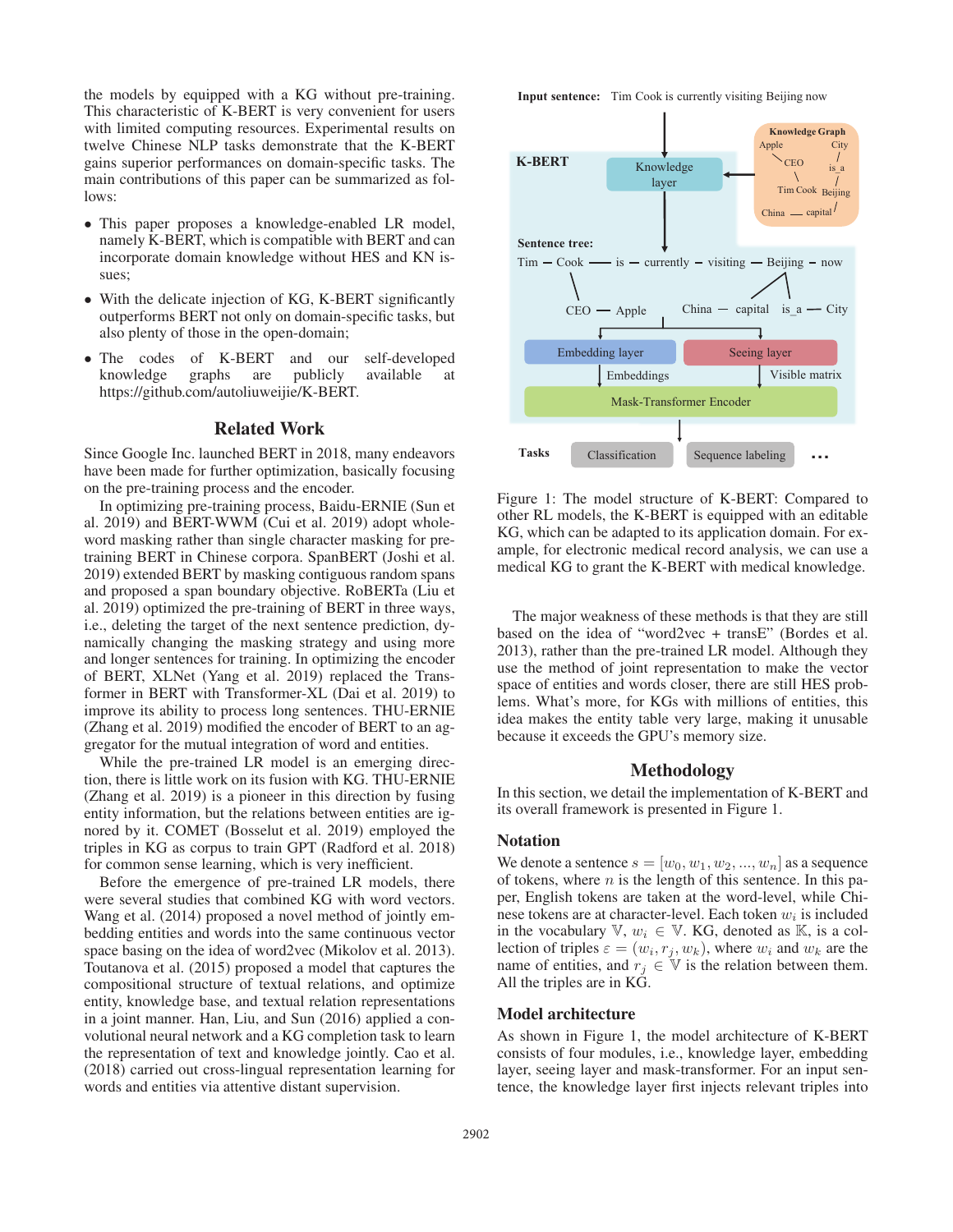the models by equipped with a KG without pre-training. This characteristic of K-BERT is very convenient for users with limited computing resources. Experimental results on twelve Chinese NLP tasks demonstrate that the K-BERT gains superior performances on domain-specific tasks. The main contributions of this paper can be summarized as follows:

- This paper proposes a knowledge-enabled LR model, namely K-BERT, which is compatible with BERT and can incorporate domain knowledge without HES and KN issues;
- With the delicate injection of KG, K-BERT significantly outperforms BERT not only on domain-specific tasks, but also plenty of those in the open-domain;
- The codes of K-BERT and our self-developed knowledge graphs are publicly available at https://github.com/autoliuweijie/K-BERT.

## Related Work

Since Google Inc. launched BERT in 2018, many endeavors have been made for further optimization, basically focusing on the pre-training process and the encoder.

In optimizing pre-training process, Baidu-ERNIE (Sun et al. 2019) and BERT-WWM (Cui et al. 2019) adopt whole-word masking rather than single character masking for pre-training BERT in Chinese corpora. SpanBERT (Joshi et al. 2019) extended BERT by masking contiguous random spans and proposed a span boundary objective. RoBERTa (Liu et al. 2019) optimized the pre-training of BERT in three ways, i.e., deleting the target of the next sentence prediction, dynamically changing the masking strategy and using more and longer sentences for training. In optimizing the encoder of BERT, XLNet (Yang et al. 2019) replaced the Transformer in BERT with Transformer-XL (Dai et al. 2019) to improve its ability to process long sentences. THU-ERNIE (Zhang et al. 2019) modified the encoder of BERT to an aggregator for the mutual integration of word and entities.

While the pre-trained LR model is an emerging direction, there is little work on its fusion with KG. THU-ERNIE (Zhang et al. 2019) is a pioneer in this direction by fusing entity information, but the relations between entities are ignored by it. COMET (Bosselut et al. 2019) employed the triples in KG as corpus to train GPT (Radford et al. 2018) for common sense learning, which is very inefficient.

Before the emergence of pre-trained LR models, there were several studies that combined KG with word vectors. Wang et al. (2014) proposed a novel method of jointly embedding entities and words into the same continuous vector space basing on the idea of word2vec (Mikolov et al. 2013). Toutanova et al. (2015) proposed a model that captures the compositional structure of textual relations, and optimize entity, knowledge base, and textual relation representations in a joint manner. Han, Liu, and Sun (2016) applied a convolutional neural network and a KG completion task to learn the representation of text and knowledge jointly. Cao et al. (2018) carried out cross-lingual representation learning for words and entities via attentive distant supervision.

Figure 1: The model structure of K-BERT: Compared to other RL models, the K-BERT is equipped with an editable KG, which can be adapted to its application domain. For example, for electronic medical record analysis, we can use a medical KG to grant the K-BERT with medical knowledge.

The major weakness of these methods is that they are still based on the idea of "word2vec + transE" (Bordes et al. 2013), rather than the pre-trained LR model. Although they use the method of joint representation to make the vector space of entities and words closer, there are still HES problems. What's more, for KGs with millions of entities, this idea makes the entity table very large, making it unusable because it exceeds the GPU's memory size.

## Methodology

In this section, we detail the implementation of K-BERT and its overall framework is presented in Figure 1.

### Notation

We denote a sentence $s = [w_0, w_1, w_2, ..., w_n]$ as a sequence of tokens, where $n$ is the length of this sentence. In this paper, English tokens are taken at the word-level, while Chinese tokens are at character-level. Each token $w_i$ is included in the vocabulary $\mathbb{V}$, $w_i \in \mathbb{V}$. KG, denoted as $\mathbb{K}$, is a collection of triples $\varepsilon = (w_i, r_j, w_k)$, where $w_i$ and $w_k$ are the name of entities, and $r_j \in \mathbb{V}$ is the relation between them. All the triples are in KG.

### Model architecture

As shown in Figure 1, the model architecture of K-BERT consists of four modules, i.e., knowledge layer, embedding layer, seeing layer and mask-transformer. For an input sentence, the knowledge layer first injects relevant triples into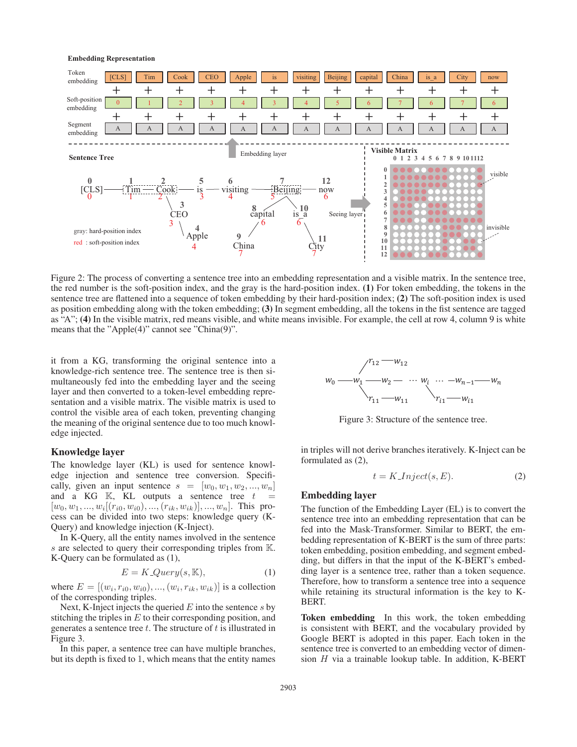Figure 2: The process of converting a sentence tree into an embedding representation and a visible matrix. In the sentence tree, the red number is the soft-position index, and the gray is the hard-position index. **(1)** For token embedding, the tokens in the sentence tree are flattened into a sequence of token embedding by their hard-position index; **(2)** The soft-position index is used as position embedding along with the token embedding; **(3)** In segment embedding, all the tokens in the fist sentence are tagged as "A"; **(4)** In the visible matrix, red means visible, and white means invisible. For example, the cell at row 4, column 9 is white means that the "Apple(4)" cannot see "China(9)".

it from a KG, transforming the original sentence into a knowledge-rich sentence tree. The sentence tree is then simultaneously fed into the embedding layer and the seeing layer and then converted to a token-level embedding representation and a visible matrix. The visible matrix is used to control the visible area of each token, preventing changing the meaning of the original sentence due to too much knowledge injected.

## Knowledge layer

The knowledge layer (KL) is used for sentence knowledge injection and sentence tree conversion. Specifically, given an input sentence $s = [w_0, w_1, w_2, ..., w_n]$ and a KG $\mathbb{K}$, KL outputs a sentence tree $t = [w_0, w_1, ..., w_i[(r_{i0}, w_{i0}), ..., (r_{ik}, w_{ik})], ..., w_n]$. This process can be divided into two steps: knowledge query (K-Query) and knowledge injection (K-Inject).

In K-Query, all the entity names involved in the sentence $s$ are selected to query their corresponding triples from $\mathbb{K}$. K-Query can be formulated as (1),

$$E = K\_Query(s, \mathbb{K}), \tag{1}$$

where $E = [(w_i, r_{i0}, w_{i0}), ..., (w_i, r_{ik}, w_{ik})]$ is a collection of the corresponding triples.

Next, K-Inject injects the queried $E$ into the sentence $s$ by stitching the triples in $E$ to their corresponding position, and generates a sentence tree $t$. The structure of $t$ is illustrated in Figure 3.

In this paper, a sentence tree can have multiple branches, but its depth is fixed to 1, which means that the entity names in triples will not derive branches iteratively. K-Inject can be formulated as (2),

$$t = K\_Inject(s, E). \tag{2}$$

Figure 3: Structure of the sentence tree.

## Embedding layer

The function of the Embedding Layer (EL) is to convert the sentence tree into an embedding representation that can be fed into the Mask-Transformer. Similar to BERT, the embedding representation of K-BERT is the sum of three parts: token embedding, position embedding, and segment embedding, but differs in that the input of K-BERT's embedding layer is a sentence tree, rather than a token sequence. Therefore, how to transform a sentence tree into a sequence while retaining its structural information is the key to K-BERT.

**Token embedding** In this work, the token embedding is consistent with BERT, and the vocabulary provided by Google BERT is adopted in this paper. Each token in the sentence tree is converted to an embedding vector of dimension $H$ via a trainable lookup table. In addition, K-BERT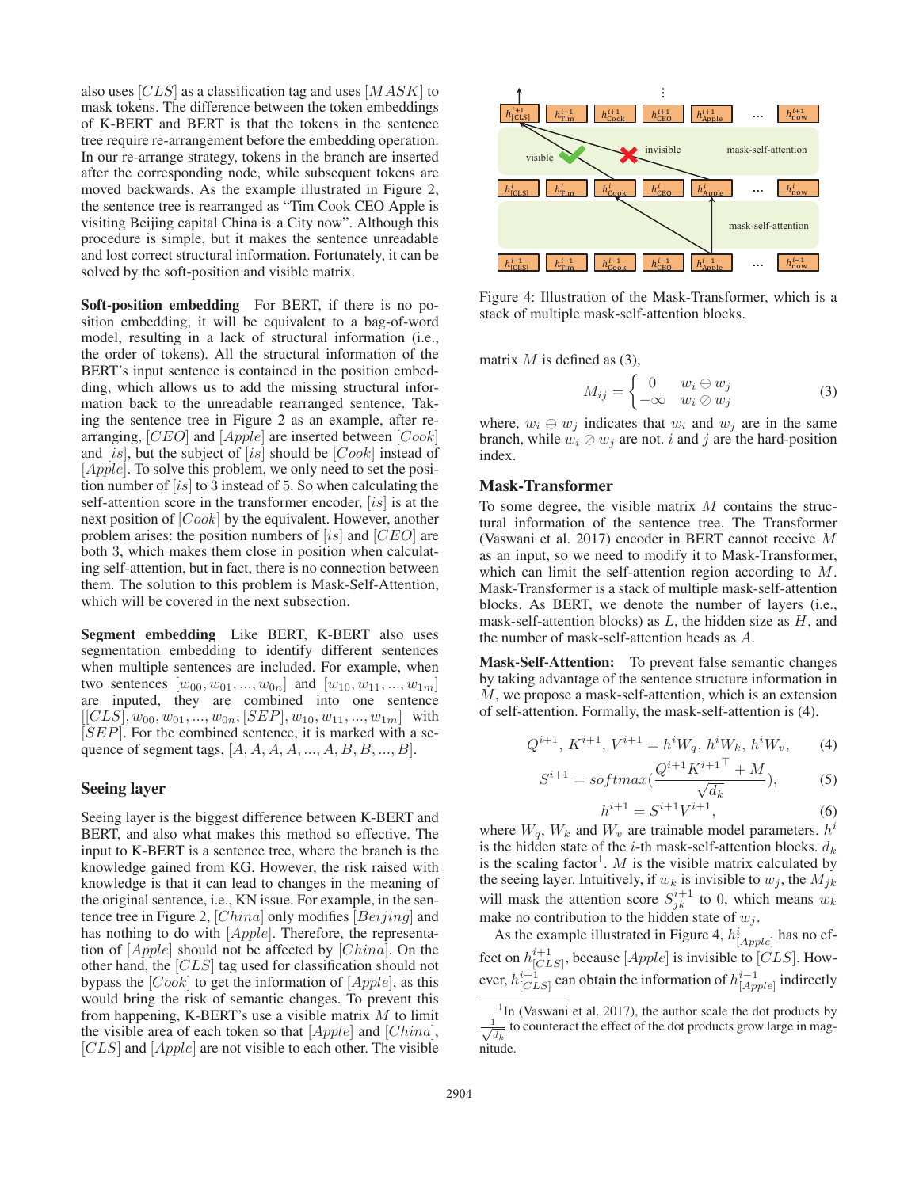also uses $[CLS]$ as a classification tag and uses $[MASK]$ to mask tokens. The difference between the token embeddings of K-BERT and BERT is that the tokens in the sentence tree require re-arrangement before the embedding operation. In our re-arrange strategy, tokens in the branch are inserted after the corresponding node, while subsequent tokens are moved backwards. As the example illustrated in Figure 2, the sentence tree is rearranged as "Tim Cook CEO Apple is visiting Beijing capital China is_a City now". Although this procedure is simple, but it makes the sentence unreadable and lost correct structural information. Fortunately, it can be solved by the soft-position and visible matrix.

**Soft-position embedding** For BERT, if there is no position embedding, it will be equivalent to a bag-of-word model, resulting in a lack of structural information (i.e., the order of tokens). All the structural information of the BERT's input sentence is contained in the position embedding, which allows us to add the missing structural information back to the unreadable rearranged sentence. Taking the sentence tree in Figure 2 as an example, after rearranging, $[CEO]$ and $[Apple]$ are inserted between $[Cook]$ and $[is]$, but the subject of $[is]$ should be $[Cook]$ instead of $[Apple]$. To solve this problem, we only need to set the position number of $[is]$ to 3 instead of 5. So when calculating the self-attention score in the transformer encoder, $[is]$ is at the next position of $[Cook]$ by the equivalent. However, another problem arises: the position numbers of $[is]$ and $[CEO]$ are both 3, which makes them close in position when calculating self-attention, but in fact, there is no connection between them. The solution to this problem is Mask-Self-Attention, which will be covered in the next subsection.

**Segment embedding** Like BERT, K-BERT also uses segmentation embedding to identify different sentences when multiple sentences are included. For example, when two sentences $[w_{00}, w_{01}, ..., w_{0n}]$ and $[w_{10}, w_{11}, ..., w_{1m}]$ are inputed, they are combined into one sentence $[[CLS], w_{00}, w_{01}, ..., w_{0n}, [SEP], w_{10}, w_{11}, ..., w_{1m}]$ with $[SEP]$. For the combined sentence, it is marked with a sequence of segment tags, $[A, A, A, A, ..., A, B, B, ..., B]$.

## Seeing layer

Seeing layer is the biggest difference between K-BERT and BERT, and also what makes this method so effective. The input to K-BERT is a sentence tree, where the branch is the knowledge gained from KG. However, the risk raised with knowledge is that it can lead to changes in the meaning of the original sentence, i.e., KN issue. For example, in the sentence tree in Figure 2, $[China]$ only modifies $[Beijing]$ and has nothing to do with $[Apple]$. Therefore, the representation of $[Apple]$ should not be affected by $[China]$. On the other hand, the $[CLS]$ tag used for classification should not bypass the $[Cook]$ to get the information of $[Apple]$, as this would bring the risk of semantic changes. To prevent this from happening, K-BERT's use a visible matrix $M$ to limit the visible area of each token so that $[Apple]$ and $[China]$, $[CLS]$ and $[Apple]$ are not visible to each other. The visible matrix $M$ is defined as (3),

$$M_{ij} = \begin{cases} 0 & w_i \ominus w_j \\ -\infty & w_i \oslash w_j \end{cases} \tag{3}$$

where, $w_i \ominus w_j$ indicates that $w_i$ and $w_j$ are in the same branch, while $w_i \oslash w_j$ are not. $i$ and $j$ are the hard-position index.

Figure 4: Illustration of the Mask-Transformer, which is a stack of multiple mask-self-attention blocks.

## Mask-Transformer

To some degree, the visible matrix $M$ contains the structural information of the sentence tree. The Transformer (Vaswani et al. 2017) encoder in BERT cannot receive $M$ as an input, so we need to modify it to Mask-Transformer, which can limit the self-attention region according to $M$. Mask-Transformer is a stack of multiple mask-self-attention blocks. As BERT, we denote the number of layers (i.e., mask-self-attention blocks) as $L$, the hidden size as $H$, and the number of mask-self-attention heads as $A$.

**Mask-Self-Attention:** To prevent false semantic changes by taking advantage of the sentence structure information in $M$, we propose a mask-self-attention, which is an extension of self-attention. Formally, the mask-self-attention is (4).

$$Q^{i+1}, K^{i+1}, V^{i+1} = h^i W_q, h^i W_k, h^i W_v, \tag{4}$$

$$S^{i+1} = softmax(\frac{Q^{i+1} {K^{i+1}}^\top + M}{\sqrt{d_k}}), \tag{5}$$

$$h^{i+1} = S^{i+1} V^{i+1}, \tag{6}$$

where $W_q$, $W_k$ and $W_v$ are trainable model parameters. $h^i$ is the hidden state of the $i$-th mask-self-attention blocks. $d_k$ is the scaling factor[1]. $M$ is the visible matrix calculated by the seeing layer. Intuitively, if $w_k$ is invisible to $w_j$, the $M_{jk}$ will mask the attention score $S_{jk}^{i+1}$ to 0, which means $w_k$ make no contribution to the hidden state of $w_j$.

As the example illustrated in Figure 4, $h^i_{[Apple]}$ has no effect on $h^{i+1}_{[CLS]}$, because $[Apple]$ is invisible to $[CLS]$. However, $h^{i+1}_{[CLS]}$ can obtain the information of $h^{i-1}_{[Apple]}$ indirectly

[1] In (Vaswani et al. 2017), the author scale the dot products by $\frac{1}{\sqrt{d_k}}$ to counteract the effect of the dot products grow large in magnitude.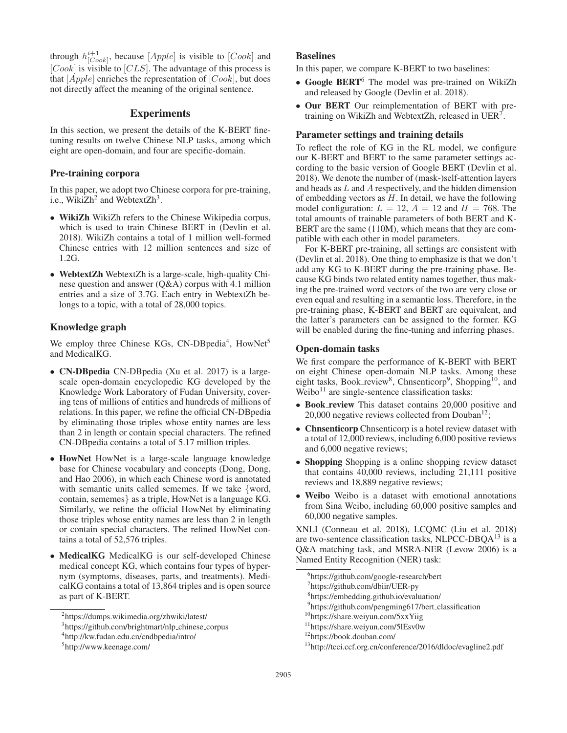through $h^{i+1}_{[Cook]}$, because $[Apple]$ is visible to $[Cook]$ and $[Cook]$ is visible to $[CLS]$. The advantage of this process is that $[Apple]$ enriches the representation of $[Cook]$, but does not directly affect the meaning of the original sentence.

## Experiments

In this section, we present the details of the K-BERT fine-tuning results on twelve Chinese NLP tasks, among which eight are open-domain, and four are specific-domain.

### Pre-training corpora

In this paper, we adopt two Chinese corpora for pre-training, i.e., WikiZh[2] and WebtextZh[3].

- **WikiZh** WikiZh refers to the Chinese Wikipedia corpus, which is used to train Chinese BERT in (Devlin et al. 2018). WikiZh contains a total of 1 million well-formed Chinese entries with 12 million sentences and size of 1.2G.
- **WebtextZh** WebtextZh is a large-scale, high-quality Chinese question and answer (Q&A) corpus with 4.1 million entries and a size of 3.7G. Each entry in WebtextZh belongs to a topic, with a total of 28,000 topics.

### Knowledge graph

We employ three Chinese KGs, CN-DBpedia[4], HowNet[5] and MedicalKG.

- **CN-DBpedia** CN-DBpedia (Xu et al. 2017) is a large-scale open-domain encyclopedic KG developed by the Knowledge Work Laboratory of Fudan University, covering tens of millions of entities and hundreds of millions of relations. In this paper, we refine the official CN-DBpedia by eliminating those triples whose entity names are less than 2 in length or contain special characters. The refined CN-DBpedia contains a total of 5.17 million triples.
- **HowNet** HowNet is a large-scale language knowledge base for Chinese vocabulary and concepts (Dong, Dong, and Hao 2006), in which each Chinese word is annotated with semantic units called sememes. If we take {word, contain, sememes} as a triple, HowNet is a language KG. Similarly, we refine the official HowNet by eliminating those triples whose entity names are less than 2 in length or contain special characters. The refined HowNet contains a total of 52,576 triples.
- **MedicalKG** MedicalKG is our self-developed Chinese medical concept KG, which contains four types of hypernym (symptoms, diseases, parts, and treatments). MedicalKG contains a total of 13,864 triples and is open source as part of K-BERT.

### Baselines

In this paper, we compare K-BERT to two baselines:

- **Google BERT**[6] The model was pre-trained on WikiZh and released by Google (Devlin et al. 2018).
- **Our BERT** Our reimplementation of BERT with pre-training on WikiZh and WebtextZh, released in UER[7].

### Parameter settings and training details

To reflect the role of KG in the RL model, we configure our K-BERT and BERT to the same parameter settings according to the basic version of Google BERT (Devlin et al. 2018). We denote the number of (mask-)self-attention layers and heads as $L$ and $A$ respectively, and the hidden dimension of embedding vectors as $H$. In detail, we have the following model configuration: $L = 12$, $A = 12$ and $H = 768$. The total amounts of trainable parameters of both BERT and K-BERT are the same (110M), which means that they are compatible with each other in model parameters.

For K-BERT pre-training, all settings are consistent with (Devlin et al. 2018). One thing to emphasize is that we don't add any KG to K-BERT during the pre-training phase. Because KG binds two related entity names together, thus making the pre-trained word vectors of the two are very close or even equal and resulting in a semantic loss. Therefore, in the pre-training phase, K-BERT and BERT are equivalent, and the latter's parameters can be assigned to the former. KG will be enabled during the fine-tuning and inferring phases.

### Open-domain tasks

We first compare the performance of K-BERT with BERT on eight Chinese open-domain NLP tasks. Among these eight tasks, Book_review[8], Chnsenticorp[9], Shopping[10], and Weibo[11] are single-sentence classification tasks:

- **Book_review** This dataset contains 20,000 positive and 20,000 negative reviews collected from Douban[12];
- **Chnsenticorp** Chnsenticorp is a hotel review dataset with a total of 12,000 reviews, including 6,000 positive reviews and 6,000 negative reviews;
- **Shopping** Shopping is a online shopping review dataset that contains 40,000 reviews, including 21,111 positive reviews and 18,889 negative reviews;
- **Weibo** Weibo is a dataset with emotional annotations from Sina Weibo, including 60,000 positive samples and 60,000 negative samples.

XNLI (Conneau et al. 2018), LCQMC (Liu et al. 2018) are two-sentence classification tasks, NLPCC-DBQA[13] is a Q&A matching task, and MSRA-NER (Levow 2006) is a Named Entity Recognition (NER) task:

---

[2] https://dumps.wikimedia.org/zhwiki/latest/

[3] https://github.com/brightmart/nlp_chinese_corpus

[4] http://kw.fudan.edu.cn/cndbpedia/intro/

[5] http://www.keenage.com/

[6] https://github.com/google-research/bert

[7] https://github.com/dbiir/UER-py

[8] https://embedding.github.io/evaluation/

[9] https://github.com/pengming617/bert_classification

[10] https://share.weiyun.com/5xxYiig

[11] https://share.weiyun.com/5lEsv0w

[12] https://book.douban.com/

[13] http://tcci.ccf.org.cn/conference/2016/dldoc/evagline2.pdf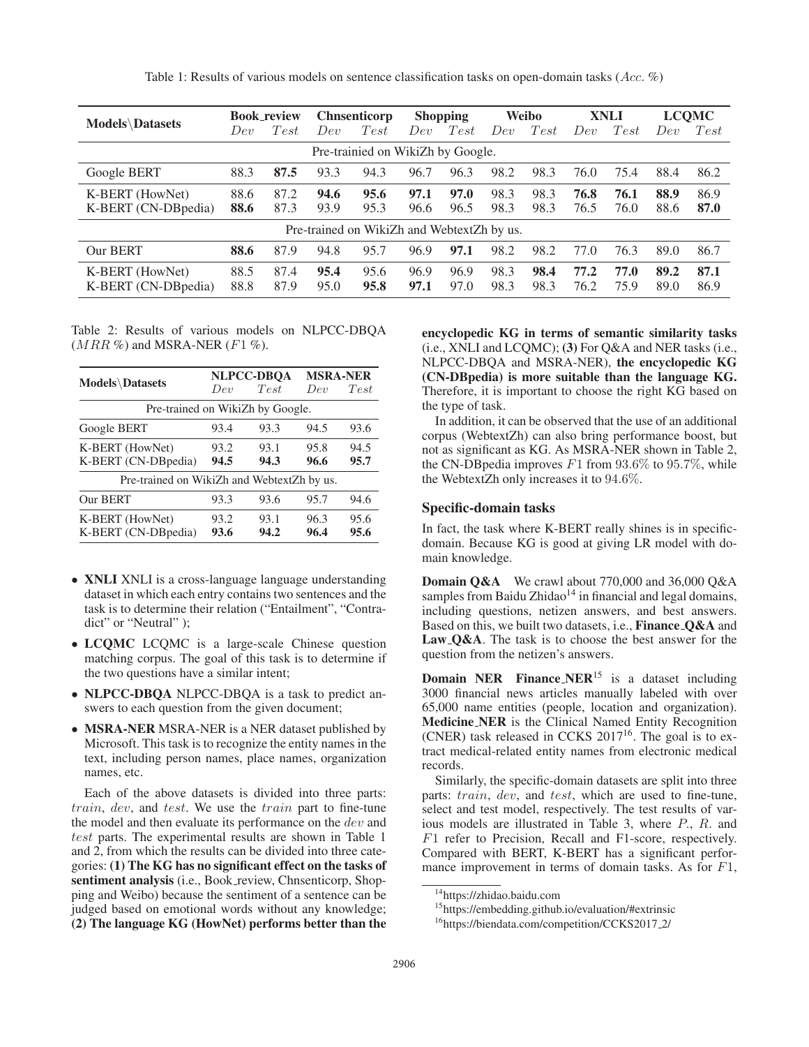Table 1: Results of various models on sentence classification tasks on open-domain tasks ($Acc.$ %)

| Models\Datasets | Book_review | | Chnsenticorp | | Shopping | | Weibo | | XNLI | | LCQMC | |
|---|---|---|---|---|---|---|---|---|---|---|---|---|
| | $Dev$ | $Test$ | $Dev$ | $Test$ | $Dev$ | $Test$ | $Dev$ | $Test$ | $Dev$ | $Test$ | $Dev$ | $Test$ |
| *Pre-trainied on WikiZh by Google.* | | | | | | | | | | | | |
| Google BERT | 88.3 | **87.5** | 93.3 | 94.3 | 96.7 | 96.3 | 98.2 | 98.3 | 76.0 | 75.4 | 88.4 | 86.2 |
| K-BERT (HowNet) | 88.6 | 87.2 | **94.6** | **95.6** | **97.1** | **97.0** | 98.3 | 98.3 | **76.8** | **76.1** | **88.9** | 86.9 |
| K-BERT (CN-DBpedia) | **88.6** | 87.3 | 93.9 | 95.3 | 96.6 | 96.5 | 98.3 | 98.3 | 76.5 | 76.0 | 88.6 | **87.0** |
| *Pre-trained on WikiZh and WebtextZh by us.* | | | | | | | | | | | | |
| Our BERT | **88.6** | 87.9 | 94.8 | 95.7 | 96.9 | **97.1** | 98.2 | 98.2 | 77.0 | 76.3 | 89.0 | 86.7 |
| K-BERT (HowNet) | 88.5 | 87.4 | **95.4** | 95.6 | 96.9 | 96.9 | 98.3 | **98.4** | **77.2** | **77.0** | **89.2** | **87.1** |
| K-BERT (CN-DBpedia) | 88.8 | 87.9 | 95.0 | **95.8** | **97.1** | 97.0 | 98.3 | 98.3 | 76.2 | 75.9 | 89.0 | 86.9 |

Table 2: Results of various models on NLPCC-DBQA ($MRR$ %) and MSRA-NER ($F1$ %).

| Models\Datasets | NLPCC-DBQA | | MSRA-NER | |
|---|---|---|---|---|
| | $Dev$ | $Test$ | $Dev$ | $Test$ |
| *Pre-trained on WikiZh by Google.* | | | | |
| Google BERT | 93.4 | 93.3 | 94.5 | 93.6 |
| K-BERT (HowNet) | 93.2 | 93.1 | 95.8 | 94.5 |
| K-BERT (CN-DBpedia) | **94.5** | **94.3** | **96.6** | **95.7** |
| *Pre-trained on WikiZh and WebtextZh by us.* | | | | |
| Our BERT | 93.3 | 93.6 | 95.7 | 94.6 |
| K-BERT (HowNet) | 93.2 | 93.1 | 96.3 | 95.6 |
| K-BERT (CN-DBpedia) | **93.6** | **94.2** | **96.4** | **95.6** |

- **XNLI** XNLI is a cross-language language understanding dataset in which each entry contains two sentences and the task is to determine their relation ("Entailment", "Contradict" or "Neutral" );
- **LCQMC** LCQMC is a large-scale Chinese question matching corpus. The goal of this task is to determine if the two questions have a similar intent;
- **NLPCC-DBQA** NLPCC-DBQA is a task to predict answers to each question from the given document;
- **MSRA-NER** MSRA-NER is a NER dataset published by Microsoft. This task is to recognize the entity names in the text, including person names, place names, organization names, etc.

Each of the above datasets is divided into three parts: $train$, $dev$, and $test$. We use the $train$ part to fine-tune the model and then evaluate its performance on the $dev$ and $test$ parts. The experimental results are shown in Table 1 and 2, from which the results can be divided into three categories: **(1) The KG has no significant effect on the tasks of sentiment analysis** (i.e., Book_review, Chnsenticorp, Shopping and Weibo) because the sentiment of a sentence can be judged based on emotional words without any knowledge; **(2) The language KG (HowNet) performs better than the encyclopedic KG in terms of semantic similarity tasks** (i.e., XNLI and LCQMC); **(3)** For Q&A and NER tasks (i.e., NLPCC-DBQA and MSRA-NER), **the encyclopedic KG (CN-DBpedia) is more suitable than the language KG.** Therefore, it is important to choose the right KG based on the type of task.

In addition, it can be observed that the use of an additional corpus (WebtextZh) can also bring performance boost, but not as significant as KG. As MSRA-NER shown in Table 2, the CN-DBpedia improves $F1$ from $93.6\%$ to $95.7\%$, while the WebtextZh only increases it to $94.6\%$.

### Specific-domain tasks

In fact, the task where K-BERT really shines is in specific-domain. Because KG is good at giving LR model with domain knowledge.

**Domain Q&A** We crawl about 770,000 and 36,000 Q&A samples from Baidu Zhidao[14] in financial and legal domains, including questions, netizen answers, and best answers. Based on this, we built two datasets, i.e., **Finance_Q&A** and **Law_Q&A**. The task is to choose the best answer for the question from the netizen's answers.

**Domain NER** **Finance_NER**[15] is a dataset including 3000 financial news articles manually labeled with over 65,000 name entities (people, location and organization). **Medicine_NER** is the Clinical Named Entity Recognition (CNER) task released in CCKS 2017[16]. The goal is to extract medical-related entity names from electronic medical records.

Similarly, the specific-domain datasets are split into three parts: $train$, $dev$, and $test$, which are used to fine-tune, select and test model, respectively. The test results of various models are illustrated in Table 3, where $P.$, $R.$ and $F1$ refer to Precision, Recall and F1-score, respectively. Compared with BERT, K-BERT has a significant performance improvement in terms of domain tasks. As for $F1$,

[14] https://zhidao.baidu.com

[15] https://embedding.github.io/evaluation/#extrinsic

[16] https://biendata.com/competition/CCKS2017_2/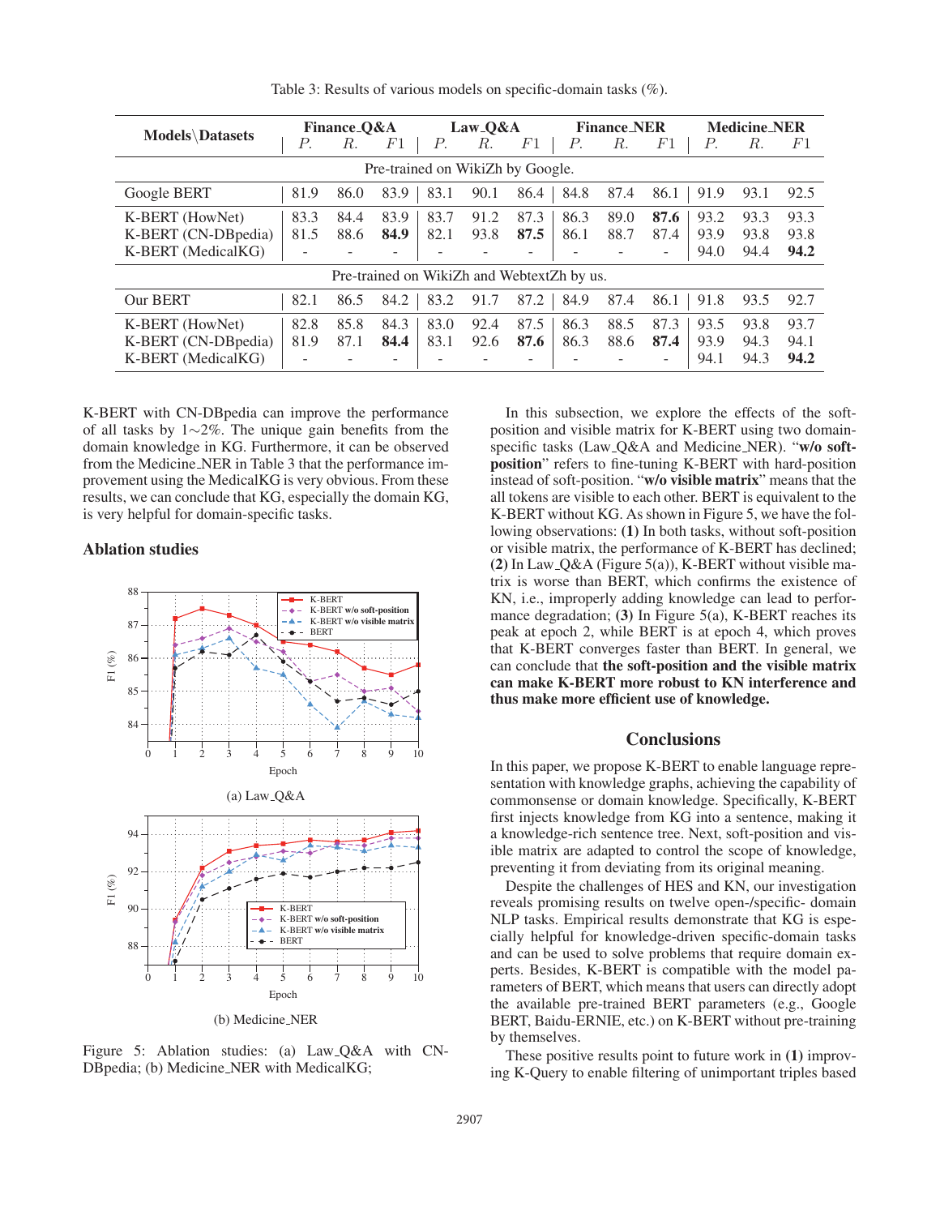Table 3: Results of various models on specific-domain tasks (%).

| Models\Datasets | Finance_Q&A | | | Law_Q&A | | | Finance_NER | | | Medicine_NER | | |
|---|---|---|---|---|---|---|---|---|---|---|---|---|
| | $P.$ | $R.$ | $F1$ | $P.$ | $R.$ | $F1$ | $P.$ | $R.$ | $F1$ | $P.$ | $R.$ | $F1$ |
| *Pre-trained on WikiZh by Google.* | | | | | | | | | | | | |
| Google BERT | 81.9 | 86.0 | 83.9 | 83.1 | 90.1 | 86.4 | 84.8 | 87.4 | 86.1 | 91.9 | 93.1 | 92.5 |
| K-BERT (HowNet) | 83.3 | 84.4 | 83.9 | 83.7 | 91.2 | 87.3 | 86.3 | 89.0 | **87.6** | 93.2 | 93.3 | 93.3 |
| K-BERT (CN-DBpedia) | 81.5 | 88.6 | **84.9** | 82.1 | 93.8 | **87.5** | 86.1 | 88.7 | 87.4 | 93.9 | 93.8 | 93.8 |
| K-BERT (MedicalKG) | - | - | - | - | - | - | - | - | - | 94.0 | 94.4 | **94.2** |
| *Pre-trained on WikiZh and WebtextZh by us.* | | | | | | | | | | | | |
| Our BERT | 82.1 | 86.5 | 84.2 | 83.2 | 91.7 | 87.2 | 84.9 | 87.4 | 86.1 | 91.8 | 93.5 | 92.7 |
| K-BERT (HowNet) | 82.8 | 85.8 | 84.3 | 83.0 | 92.4 | 87.5 | 86.3 | 88.5 | 87.3 | 93.5 | 93.8 | 93.7 |
| K-BERT (CN-DBpedia) | 81.9 | 87.1 | **84.4** | 83.1 | 92.6 | **87.6** | 86.3 | 88.6 | **87.4** | 93.9 | 94.3 | 94.1 |
| K-BERT (MedicalKG) | - | - | - | - | - | - | - | - | - | 94.1 | 94.3 | **94.2** |

K-BERT with CN-DBpedia can improve the performance of all tasks by 1~2%. The unique gain benefits from the domain knowledge in KG. Furthermore, it can be observed from the Medicine_NER in Table 3 that the performance improvement using the MedicalKG is very obvious. From these results, we can conclude that KG, especially the domain KG, is very helpful for domain-specific tasks.

### Ablation studies

(a) Law_Q&A

(b) Medicine_NER

Figure 5: Ablation studies: (a) Law_Q&A with CN-DBpedia; (b) Medicine_NER with MedicalKG;

In this subsection, we explore the effects of the soft-position and visible matrix for K-BERT using two domain-specific tasks (Law_Q&A and Medicine_NER). "**w/o soft-position**" refers to fine-tuning K-BERT with hard-position instead of soft-position. "**w/o visible matrix**" means that the all tokens are visible to each other. BERT is equivalent to the K-BERT without KG. As shown in Figure 5, we have the following observations: **(1)** In both tasks, without soft-position or visible matrix, the performance of K-BERT has declined; **(2)** In Law_Q&A (Figure 5(a)), K-BERT without visible matrix is worse than BERT, which confirms the existence of KN, i.e., improperly adding knowledge can lead to performance degradation; **(3)** In Figure 5(a), K-BERT reaches its peak at epoch 2, while BERT is at epoch 4, which proves that K-BERT converges faster than BERT. In general, we can conclude that **the soft-position and the visible matrix can make K-BERT more robust to KN interference and thus make more efficient use of knowledge.**

## Conclusions

In this paper, we propose K-BERT to enable language representation with knowledge graphs, achieving the capability of commonsense or domain knowledge. Specifically, K-BERT first injects knowledge from KG into a sentence, making it a knowledge-rich sentence tree. Next, soft-position and visible matrix are adapted to control the scope of knowledge, preventing it from deviating from its original meaning.

Despite the challenges of HES and KN, our investigation reveals promising results on twelve open-/specific- domain NLP tasks. Empirical results demonstrate that KG is especially helpful for knowledge-driven specific-domain tasks and can be used to solve problems that require domain experts. Besides, K-BERT is compatible with the model parameters of BERT, which means that users can directly adopt the available pre-trained BERT parameters (e.g., Google BERT, Baidu-ERNIE, etc.) on K-BERT without pre-training by themselves.

These positive results point to future work in **(1)** improving K-Query to enable filtering of unimportant triples based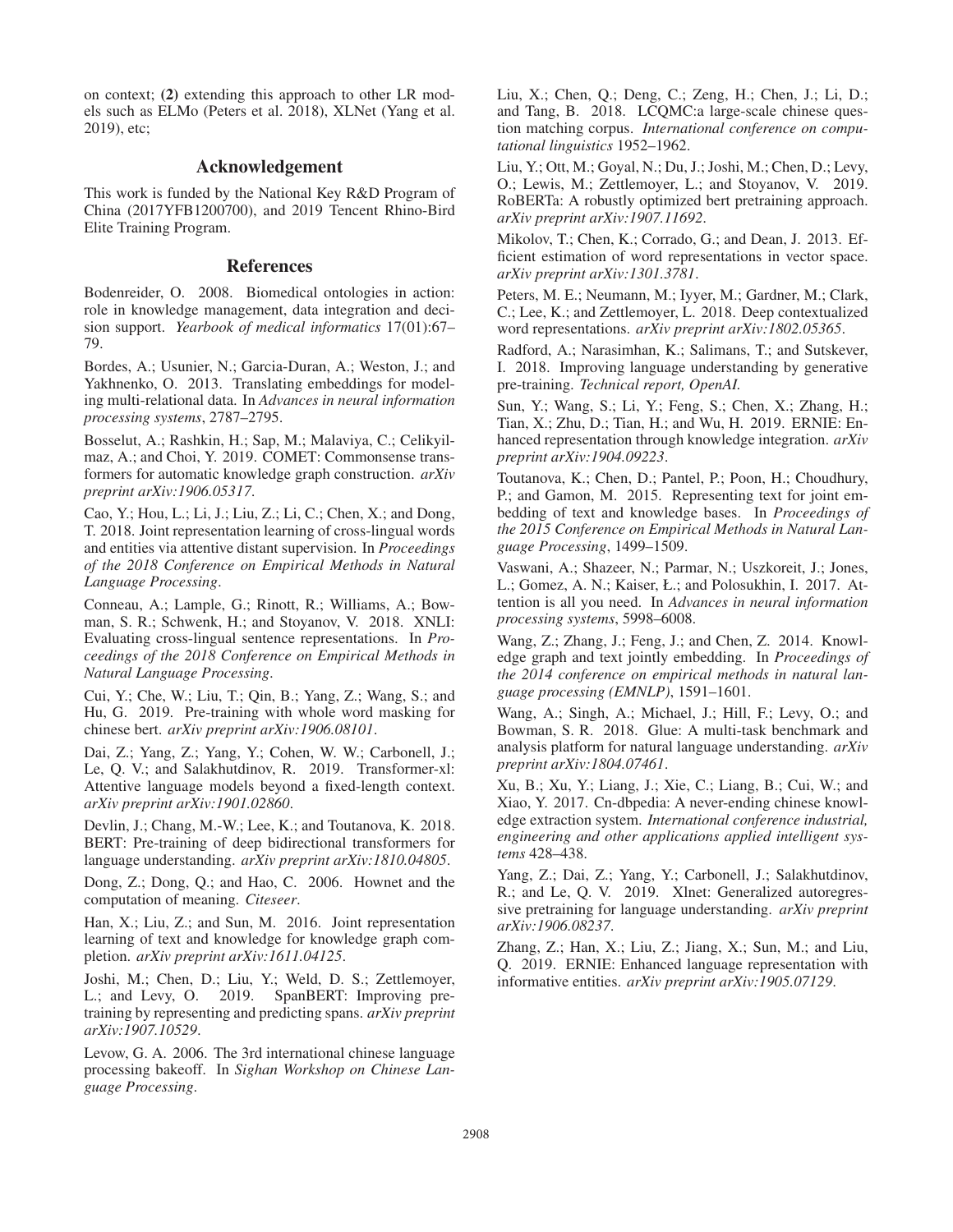on context; **(2)** extending this approach to other LR models such as ELMo (Peters et al. 2018), XLNet (Yang et al. 2019), etc;

## Acknowledgement

This work is funded by the National Key R&D Program of China (2017YFB1200700), and 2019 Tencent Rhino-Bird Elite Training Program.

## References

Bodenreider, O. 2008. Biomedical ontologies in action: role in knowledge management, data integration and decision support. *Yearbook of medical informatics* 17(01):67–79.

Bordes, A.; Usunier, N.; Garcia-Duran, A.; Weston, J.; and Yakhnenko, O. 2013. Translating embeddings for modeling multi-relational data. In *Advances in neural information processing systems*, 2787–2795.

Bosselut, A.; Rashkin, H.; Sap, M.; Malaviya, C.; Celikyilmaz, A.; and Choi, Y. 2019. COMET: Commonsense transformers for automatic knowledge graph construction. *arXiv preprint arXiv:1906.05317*.

Cao, Y.; Hou, L.; Li, J.; Liu, Z.; Li, C.; Chen, X.; and Dong, T. 2018. Joint representation learning of cross-lingual words and entities via attentive distant supervision. In *Proceedings of the 2018 Conference on Empirical Methods in Natural Language Processing*.

Conneau, A.; Lample, G.; Rinott, R.; Williams, A.; Bowman, S. R.; Schwenk, H.; and Stoyanov, V. 2018. XNLI: Evaluating cross-lingual sentence representations. In *Proceedings of the 2018 Conference on Empirical Methods in Natural Language Processing*.

Cui, Y.; Che, W.; Liu, T.; Qin, B.; Yang, Z.; Wang, S.; and Hu, G. 2019. Pre-training with whole word masking for chinese bert. *arXiv preprint arXiv:1906.08101*.

Dai, Z.; Yang, Z.; Yang, Y.; Cohen, W. W.; Carbonell, J.; Le, Q. V.; and Salakhutdinov, R. 2019. Transformer-xl: Attentive language models beyond a fixed-length context. *arXiv preprint arXiv:1901.02860*.

Devlin, J.; Chang, M.-W.; Lee, K.; and Toutanova, K. 2018. BERT: Pre-training of deep bidirectional transformers for language understanding. *arXiv preprint arXiv:1810.04805*.

Dong, Z.; Dong, Q.; and Hao, C. 2006. Hownet and the computation of meaning. *Citeseer*.

Han, X.; Liu, Z.; and Sun, M. 2016. Joint representation learning of text and knowledge for knowledge graph completion. *arXiv preprint arXiv:1611.04125*.

Joshi, M.; Chen, D.; Liu, Y.; Weld, D. S.; Zettlemoyer, L.; and Levy, O. 2019. SpanBERT: Improving pre-training by representing and predicting spans. *arXiv preprint arXiv:1907.10529*.

Levow, G. A. 2006. The 3rd international chinese language processing bakeoff. In *Sighan Workshop on Chinese Language Processing*.

Liu, X.; Chen, Q.; Deng, C.; Zeng, H.; Chen, J.; Li, D.; and Tang, B. 2018. LCQMC:a large-scale chinese question matching corpus. *International conference on computational linguistics* 1952–1962.

Liu, Y.; Ott, M.; Goyal, N.; Du, J.; Joshi, M.; Chen, D.; Levy, O.; Lewis, M.; Zettlemoyer, L.; and Stoyanov, V. 2019. RoBERTa: A robustly optimized bert pretraining approach. *arXiv preprint arXiv:1907.11692*.

Mikolov, T.; Chen, K.; Corrado, G.; and Dean, J. 2013. Efficient estimation of word representations in vector space. *arXiv preprint arXiv:1301.3781*.

Peters, M. E.; Neumann, M.; Iyyer, M.; Gardner, M.; Clark, C.; Lee, K.; and Zettlemoyer, L. 2018. Deep contextualized word representations. *arXiv preprint arXiv:1802.05365*.

Radford, A.; Narasimhan, K.; Salimans, T.; and Sutskever, I. 2018. Improving language understanding by generative pre-training. *Technical report, OpenAI*.

Sun, Y.; Wang, S.; Li, Y.; Feng, S.; Chen, X.; Zhang, H.; Tian, X.; Zhu, D.; Tian, H.; and Wu, H. 2019. ERNIE: Enhanced representation through knowledge integration. *arXiv preprint arXiv:1904.09223*.

Toutanova, K.; Chen, D.; Pantel, P.; Poon, H.; Choudhury, P.; and Gamon, M. 2015. Representing text for joint embedding of text and knowledge bases. In *Proceedings of the 2015 Conference on Empirical Methods in Natural Language Processing*, 1499–1509.

Vaswani, A.; Shazeer, N.; Parmar, N.; Uszkoreit, J.; Jones, L.; Gomez, A. N.; Kaiser, Ł.; and Polosukhin, I. 2017. Attention is all you need. In *Advances in neural information processing systems*, 5998–6008.

Wang, Z.; Zhang, J.; Feng, J.; and Chen, Z. 2014. Knowledge graph and text jointly embedding. In *Proceedings of the 2014 conference on empirical methods in natural language processing (EMNLP)*, 1591–1601.

Wang, A.; Singh, A.; Michael, J.; Hill, F.; Levy, O.; and Bowman, S. R. 2018. Glue: A multi-task benchmark and analysis platform for natural language understanding. *arXiv preprint arXiv:1804.07461*.

Xu, B.; Xu, Y.; Liang, J.; Xie, C.; Liang, B.; Cui, W.; and Xiao, Y. 2017. Cn-dbpedia: A never-ending chinese knowledge extraction system. *International conference industrial, engineering and other applications applied intelligent systems* 428–438.

Yang, Z.; Dai, Z.; Yang, Y.; Carbonell, J.; Salakhutdinov, R.; and Le, Q. V. 2019. Xlnet: Generalized autoregressive pretraining for language understanding. *arXiv preprint arXiv:1906.08237*.

Zhang, Z.; Han, X.; Liu, Z.; Jiang, X.; Sun, M.; and Liu, Q. 2019. ERNIE: Enhanced language representation with informative entities. *arXiv preprint arXiv:1905.07129*.